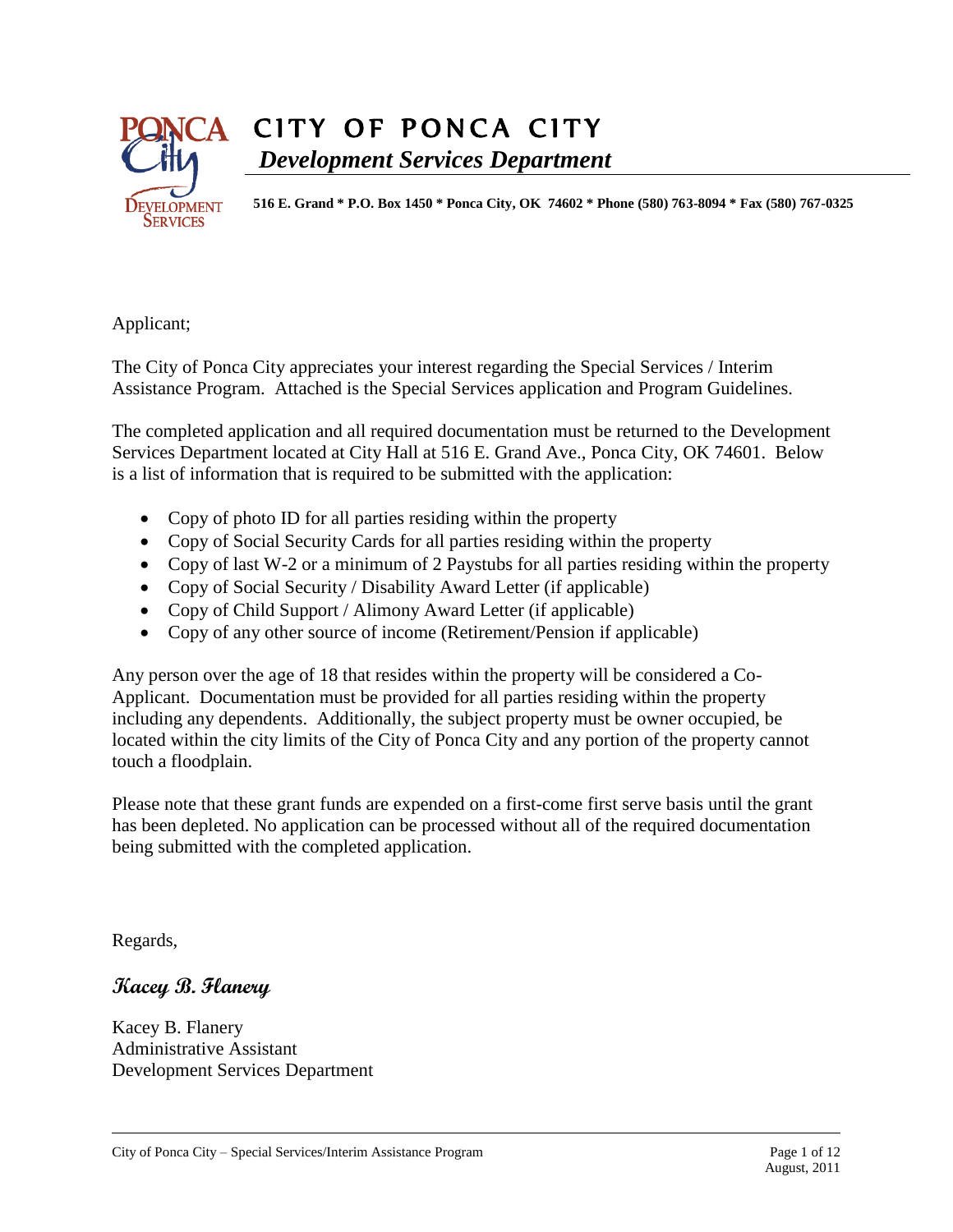# CITY OF PONCA CITY

***Development Services Department***

**516 E. Grand * P.O. Box 1450 * Ponca City, OK 74602 * Phone (580) 763-8094 * Fax (580) 767-0325**

Applicant;

The City of Ponca City appreciates your interest regarding the Special Services / Interim Assistance Program. Attached is the Special Services application and Program Guidelines.

The completed application and all required documentation must be returned to the Development Services Department located at City Hall at 516 E. Grand Ave., Ponca City, OK 74601. Below is a list of information that is required to be submitted with the application:

- Copy of photo ID for all parties residing within the property
- Copy of Social Security Cards for all parties residing within the property
- Copy of last W-2 or a minimum of 2 Paystubs for all parties residing within the property
- Copy of Social Security / Disability Award Letter (if applicable)
- Copy of Child Support / Alimony Award Letter (if applicable)
- Copy of any other source of income (Retirement/Pension if applicable)

Any person over the age of 18 that resides within the property will be considered a Co-Applicant. Documentation must be provided for all parties residing within the property including any dependents. Additionally, the subject property must be owner occupied, be located within the city limits of the City of Ponca City and any portion of the property cannot touch a floodplain.

Please note that these grant funds are expended on a first-come first serve basis until the grant has been depleted. No application can be processed without all of the required documentation being submitted with the completed application.

Regards,

***Kacey B. Flanery***

Kacey B. Flanery
Administrative Assistant
Development Services Department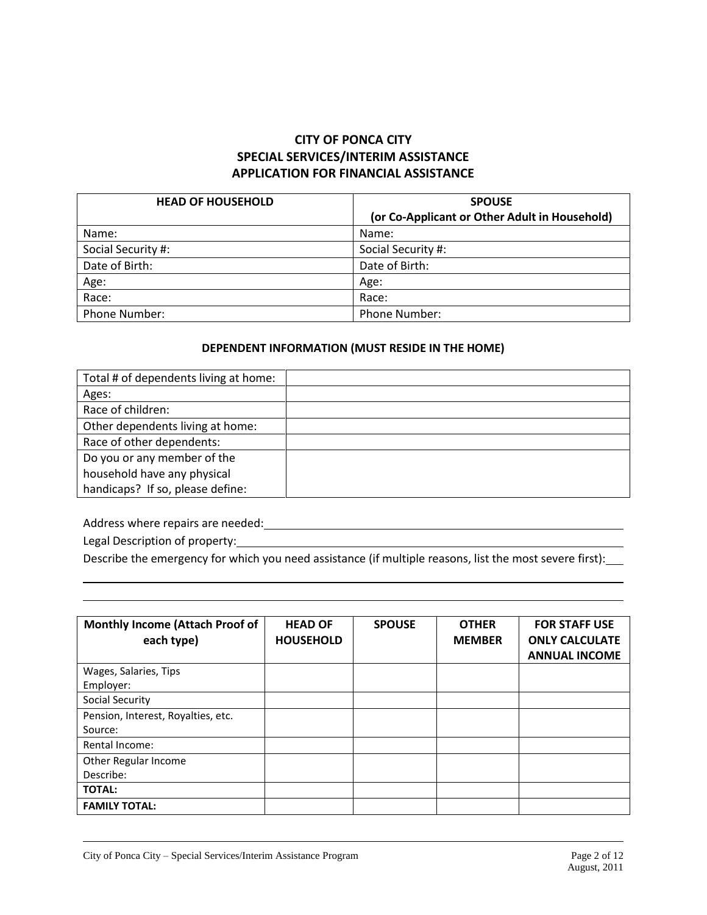# CITY OF PONCA CITY
# SPECIAL SERVICES/INTERIM ASSISTANCE
# APPLICATION FOR FINANCIAL ASSISTANCE

| HEAD OF HOUSEHOLD | SPOUSE (or Co-Applicant or Other Adult in Household) |
|---|---|
| Name: | Name: |
| Social Security #: | Social Security #: |
| Date of Birth: | Date of Birth: |
| Age: | Age: |
| Race: | Race: |
| Phone Number: | Phone Number: |

**DEPENDENT INFORMATION (MUST RESIDE IN THE HOME)**

| | |
|---|---|
| Total # of dependents living at home: | |
| Ages: | |
| Race of children: | |
| Other dependents living at home: | |
| Race of other dependents: | |
| Do you or any member of the household have any physical handicaps? If so, please define: | |

Address where repairs are needed: ____________________________________________

Legal Description of property: ____________________________________________

Describe the emergency for which you need assistance (if multiple reasons, list the most severe first): ___

____________________________________________

____________________________________________

| Monthly Income (Attach Proof of each type) | HEAD OF HOUSEHOLD | SPOUSE | OTHER MEMBER | FOR STAFF USE ONLY CALCULATE ANNUAL INCOME |
|---|---|---|---|---|
| Wages, Salaries, Tips Employer: | | | | |
| Social Security | | | | |
| Pension, Interest, Royalties, etc. Source: | | | | |
| Rental Income: | | | | |
| Other Regular Income Describe: | | | | |
| **TOTAL:** | | | | |
| **FAMILY TOTAL:** | | | | |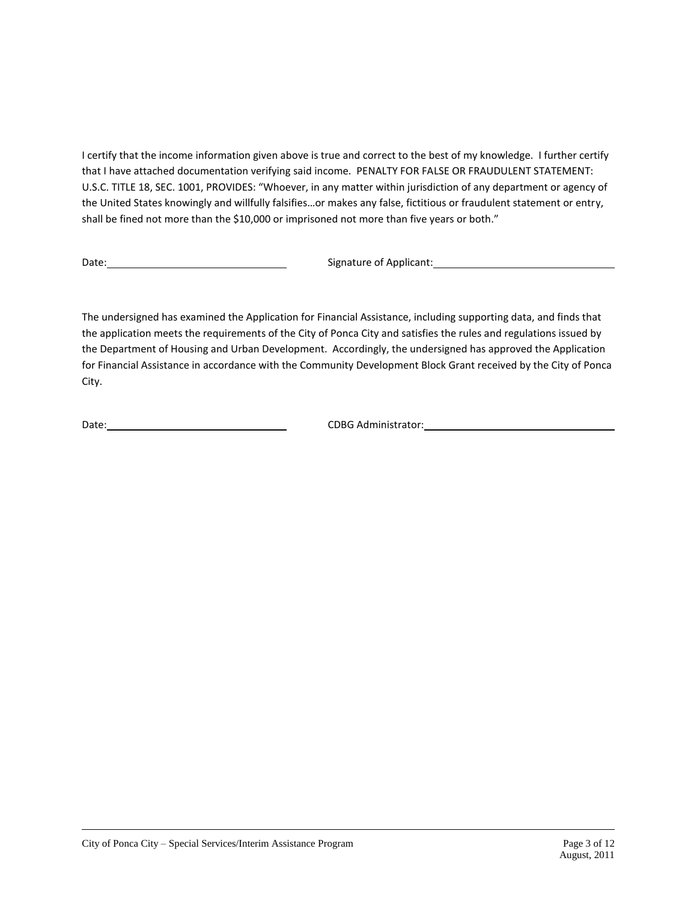I certify that the income information given above is true and correct to the best of my knowledge. I further certify that I have attached documentation verifying said income. PENALTY FOR FALSE OR FRAUDULENT STATEMENT: U.S.C. TITLE 18, SEC. 1001, PROVIDES: "Whoever, in any matter within jurisdiction of any department or agency of the United States knowingly and willfully falsifies…or makes any false, fictitious or fraudulent statement or entry, shall be fined not more than the $10,000 or imprisoned not more than five years or both."

Date:\_\_\_\_\_\_\_\_\_\_\_\_\_\_\_\_\_\_\_\_\_\_\_\_\_\_\_\_ Signature of Applicant:\_\_\_\_\_\_\_\_\_\_\_\_\_\_\_\_\_\_\_\_\_\_\_\_\_\_\_\_

The undersigned has examined the Application for Financial Assistance, including supporting data, and finds that the application meets the requirements of the City of Ponca City and satisfies the rules and regulations issued by the Department of Housing and Urban Development. Accordingly, the undersigned has approved the Application for Financial Assistance in accordance with the Community Development Block Grant received by the City of Ponca City.

Date:\_\_\_\_\_\_\_\_\_\_\_\_\_\_\_\_\_\_\_\_\_\_\_\_\_\_\_\_ CDBG Administrator:\_\_\_\_\_\_\_\_\_\_\_\_\_\_\_\_\_\_\_\_\_\_\_\_\_\_\_\_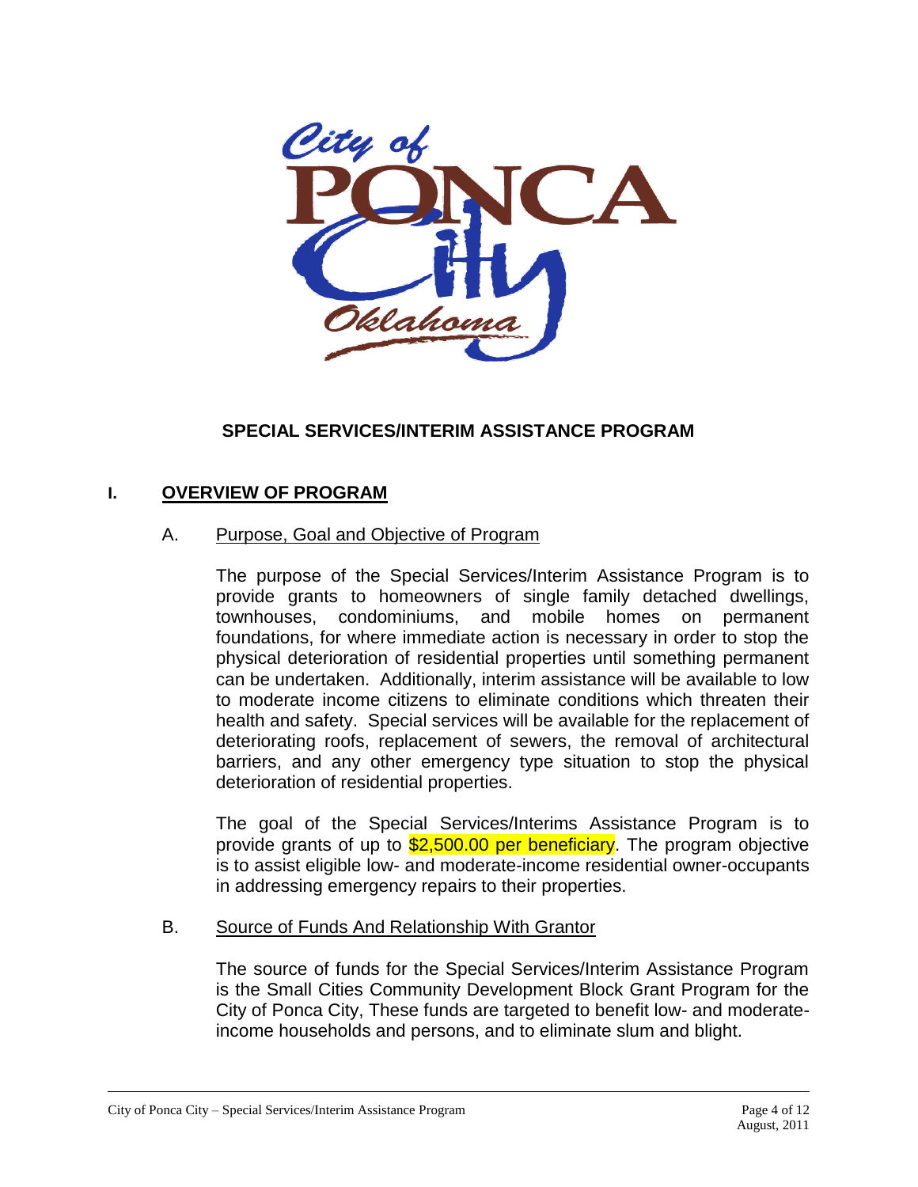# SPECIAL SERVICES/INTERIM ASSISTANCE PROGRAM

## I. OVERVIEW OF PROGRAM

### A. Purpose, Goal and Objective of Program

The purpose of the Special Services/Interim Assistance Program is to provide grants to homeowners of single family detached dwellings, townhouses, condominiums, and mobile homes on permanent foundations, for where immediate action is necessary in order to stop the physical deterioration of residential properties until something permanent can be undertaken. Additionally, interim assistance will be available to low to moderate income citizens to eliminate conditions which threaten their health and safety. Special services will be available for the replacement of deteriorating roofs, replacement of sewers, the removal of architectural barriers, and any other emergency type situation to stop the physical deterioration of residential properties.

The goal of the Special Services/Interims Assistance Program is to provide grants of up to $2,500.00 per beneficiary. The program objective is to assist eligible low- and moderate-income residential owner-occupants in addressing emergency repairs to their properties.

### B. Source of Funds And Relationship With Grantor

The source of funds for the Special Services/Interim Assistance Program is the Small Cities Community Development Block Grant Program for the City of Ponca City, These funds are targeted to benefit low- and moderate-income households and persons, and to eliminate slum and blight.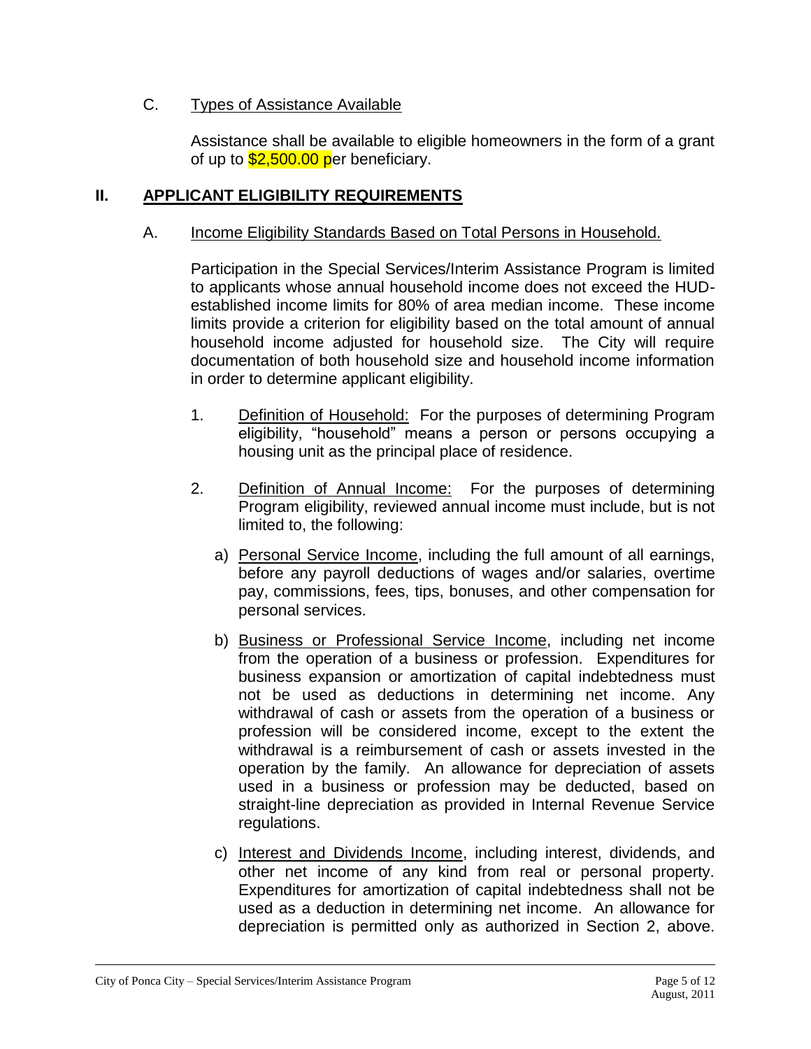C. Types of Assistance Available

Assistance shall be available to eligible homeowners in the form of a grant of up to $2,500.00 per beneficiary.

## II. APPLICANT ELIGIBILITY REQUIREMENTS

A. Income Eligibility Standards Based on Total Persons in Household.

Participation in the Special Services/Interim Assistance Program is limited to applicants whose annual household income does not exceed the HUD-established income limits for 80% of area median income. These income limits provide a criterion for eligibility based on the total amount of annual household income adjusted for household size. The City will require documentation of both household size and household income information in order to determine applicant eligibility.

1. Definition of Household: For the purposes of determining Program eligibility, "household" means a person or persons occupying a housing unit as the principal place of residence.

2. Definition of Annual Income: For the purposes of determining Program eligibility, reviewed annual income must include, but is not limited to, the following:

   a) Personal Service Income, including the full amount of all earnings, before any payroll deductions of wages and/or salaries, overtime pay, commissions, fees, tips, bonuses, and other compensation for personal services.

   b) Business or Professional Service Income, including net income from the operation of a business or profession. Expenditures for business expansion or amortization of capital indebtedness must not be used as deductions in determining net income. Any withdrawal of cash or assets from the operation of a business or profession will be considered income, except to the extent the withdrawal is a reimbursement of cash or assets invested in the operation by the family. An allowance for depreciation of assets used in a business or profession may be deducted, based on straight-line depreciation as provided in Internal Revenue Service regulations.

   c) Interest and Dividends Income, including interest, dividends, and other net income of any kind from real or personal property. Expenditures for amortization of capital indebtedness shall not be used as a deduction in determining net income. An allowance for depreciation is permitted only as authorized in Section 2, above.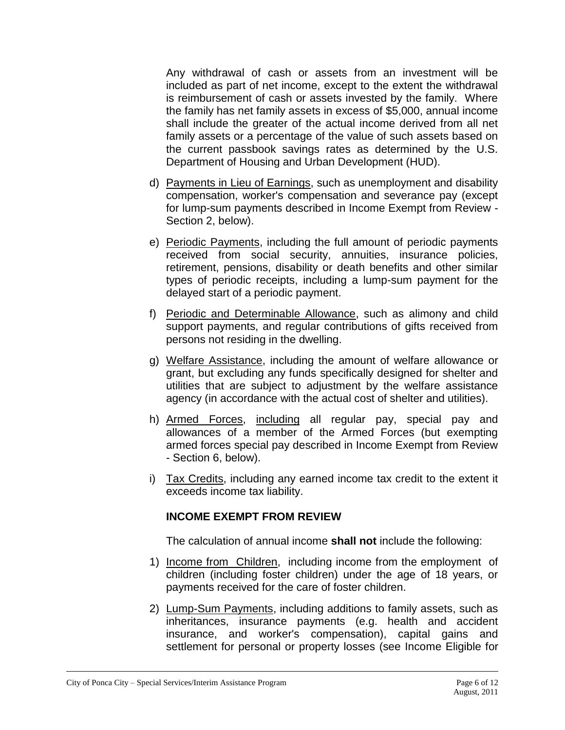Any withdrawal of cash or assets from an investment will be included as part of net income, except to the extent the withdrawal is reimbursement of cash or assets invested by the family. Where the family has net family assets in excess of $5,000, annual income shall include the greater of the actual income derived from all net family assets or a percentage of the value of such assets based on the current passbook savings rates as determined by the U.S. Department of Housing and Urban Development (HUD).

d) Payments in Lieu of Earnings, such as unemployment and disability compensation, worker's compensation and severance pay (except for lump-sum payments described in Income Exempt from Review - Section 2, below).

e) Periodic Payments, including the full amount of periodic payments received from social security, annuities, insurance policies, retirement, pensions, disability or death benefits and other similar types of periodic receipts, including a lump-sum payment for the delayed start of a periodic payment.

f) Periodic and Determinable Allowance, such as alimony and child support payments, and regular contributions of gifts received from persons not residing in the dwelling.

g) Welfare Assistance, including the amount of welfare allowance or grant, but excluding any funds specifically designed for shelter and utilities that are subject to adjustment by the welfare assistance agency (in accordance with the actual cost of shelter and utilities).

h) Armed Forces, including all regular pay, special pay and allowances of a member of the Armed Forces (but exempting armed forces special pay described in Income Exempt from Review - Section 6, below).

i) Tax Credits, including any earned income tax credit to the extent it exceeds income tax liability.

**INCOME EXEMPT FROM REVIEW**

The calculation of annual income **shall not** include the following:

1) Income from Children, including income from the employment of children (including foster children) under the age of 18 years, or payments received for the care of foster children.

2) Lump-Sum Payments, including additions to family assets, such as inheritances, insurance payments (e.g. health and accident insurance, and worker's compensation), capital gains and settlement for personal or property losses (see Income Eligible for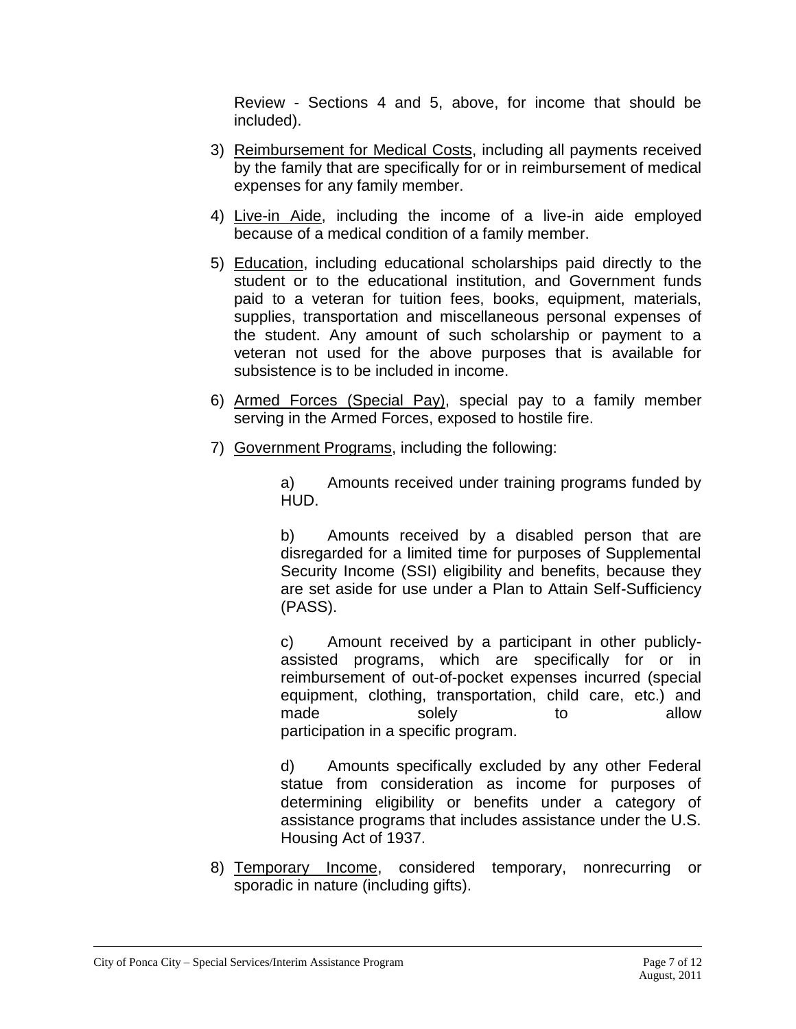Review - Sections 4 and 5, above, for income that should be included).

3) Reimbursement for Medical Costs, including all payments received by the family that are specifically for or in reimbursement of medical expenses for any family member.

4) Live-in Aide, including the income of a live-in aide employed because of a medical condition of a family member.

5) Education, including educational scholarships paid directly to the student or to the educational institution, and Government funds paid to a veteran for tuition fees, books, equipment, materials, supplies, transportation and miscellaneous personal expenses of the student. Any amount of such scholarship or payment to a veteran not used for the above purposes that is available for subsistence is to be included in income.

6) Armed Forces (Special Pay), special pay to a family member serving in the Armed Forces, exposed to hostile fire.

7) Government Programs, including the following:

   a) Amounts received under training programs funded by HUD.

   b) Amounts received by a disabled person that are disregarded for a limited time for purposes of Supplemental Security Income (SSI) eligibility and benefits, because they are set aside for use under a Plan to Attain Self-Sufficiency (PASS).

   c) Amount received by a participant in other publicly-assisted programs, which are specifically for or in reimbursement of out-of-pocket expenses incurred (special equipment, clothing, transportation, child care, etc.) and made solely to allow participation in a specific program.

   d) Amounts specifically excluded by any other Federal statue from consideration as income for purposes of determining eligibility or benefits under a category of assistance programs that includes assistance under the U.S. Housing Act of 1937.

8) Temporary Income, considered temporary, nonrecurring or sporadic in nature (including gifts).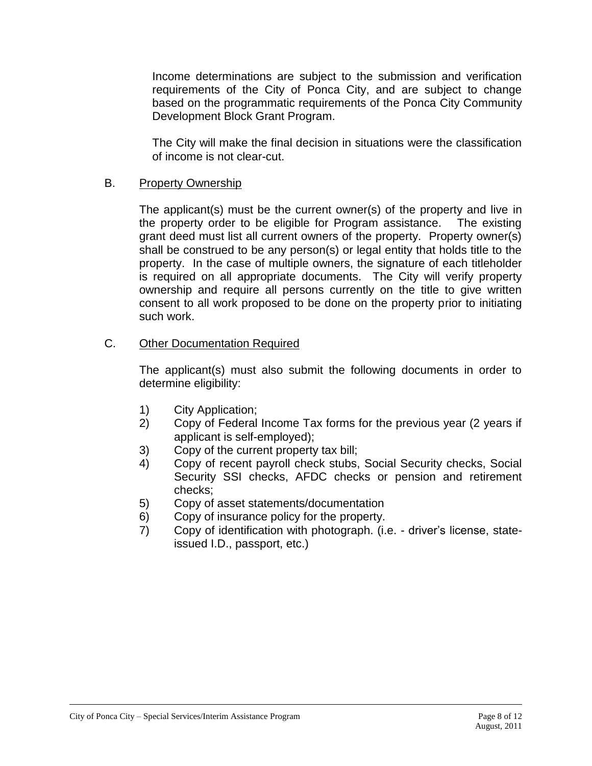Income determinations are subject to the submission and verification requirements of the City of Ponca City, and are subject to change based on the programmatic requirements of the Ponca City Community Development Block Grant Program.

The City will make the final decision in situations were the classification of income is not clear-cut.

B. Property Ownership

The applicant(s) must be the current owner(s) of the property and live in the property order to be eligible for Program assistance. The existing grant deed must list all current owners of the property. Property owner(s) shall be construed to be any person(s) or legal entity that holds title to the property. In the case of multiple owners, the signature of each titleholder is required on all appropriate documents. The City will verify property ownership and require all persons currently on the title to give written consent to all work proposed to be done on the property prior to initiating such work.

C. Other Documentation Required

The applicant(s) must also submit the following documents in order to determine eligibility:

1) City Application;
2) Copy of Federal Income Tax forms for the previous year (2 years if applicant is self-employed);
3) Copy of the current property tax bill;
4) Copy of recent payroll check stubs, Social Security checks, Social Security SSI checks, AFDC checks or pension and retirement checks;
5) Copy of asset statements/documentation
6) Copy of insurance policy for the property.
7) Copy of identification with photograph. (i.e. - driver's license, state-issued I.D., passport, etc.)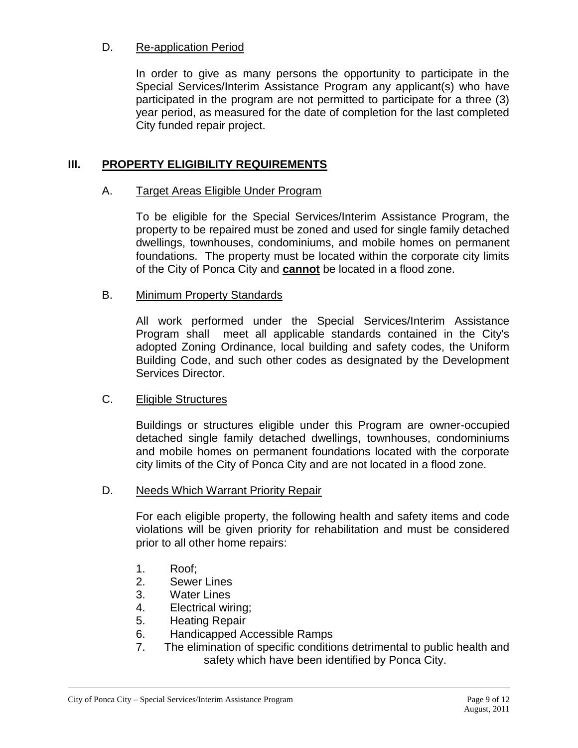### D. Re-application Period

In order to give as many persons the opportunity to participate in the Special Services/Interim Assistance Program any applicant(s) who have participated in the program are not permitted to participate for a three (3) year period, as measured for the date of completion for the last completed City funded repair project.

## III. PROPERTY ELIGIBILITY REQUIREMENTS

### A. Target Areas Eligible Under Program

To be eligible for the Special Services/Interim Assistance Program, the property to be repaired must be zoned and used for single family detached dwellings, townhouses, condominiums, and mobile homes on permanent foundations. The property must be located within the corporate city limits of the City of Ponca City and **cannot** be located in a flood zone.

### B. Minimum Property Standards

All work performed under the Special Services/Interim Assistance Program shall meet all applicable standards contained in the City's adopted Zoning Ordinance, local building and safety codes, the Uniform Building Code, and such other codes as designated by the Development Services Director.

### C. Eligible Structures

Buildings or structures eligible under this Program are owner-occupied detached single family detached dwellings, townhouses, condominiums and mobile homes on permanent foundations located with the corporate city limits of the City of Ponca City and are not located in a flood zone.

### D. Needs Which Warrant Priority Repair

For each eligible property, the following health and safety items and code violations will be given priority for rehabilitation and must be considered prior to all other home repairs:

1. Roof;
2. Sewer Lines
3. Water Lines
4. Electrical wiring;
5. Heating Repair
6. Handicapped Accessible Ramps
7. The elimination of specific conditions detrimental to public health and safety which have been identified by Ponca City.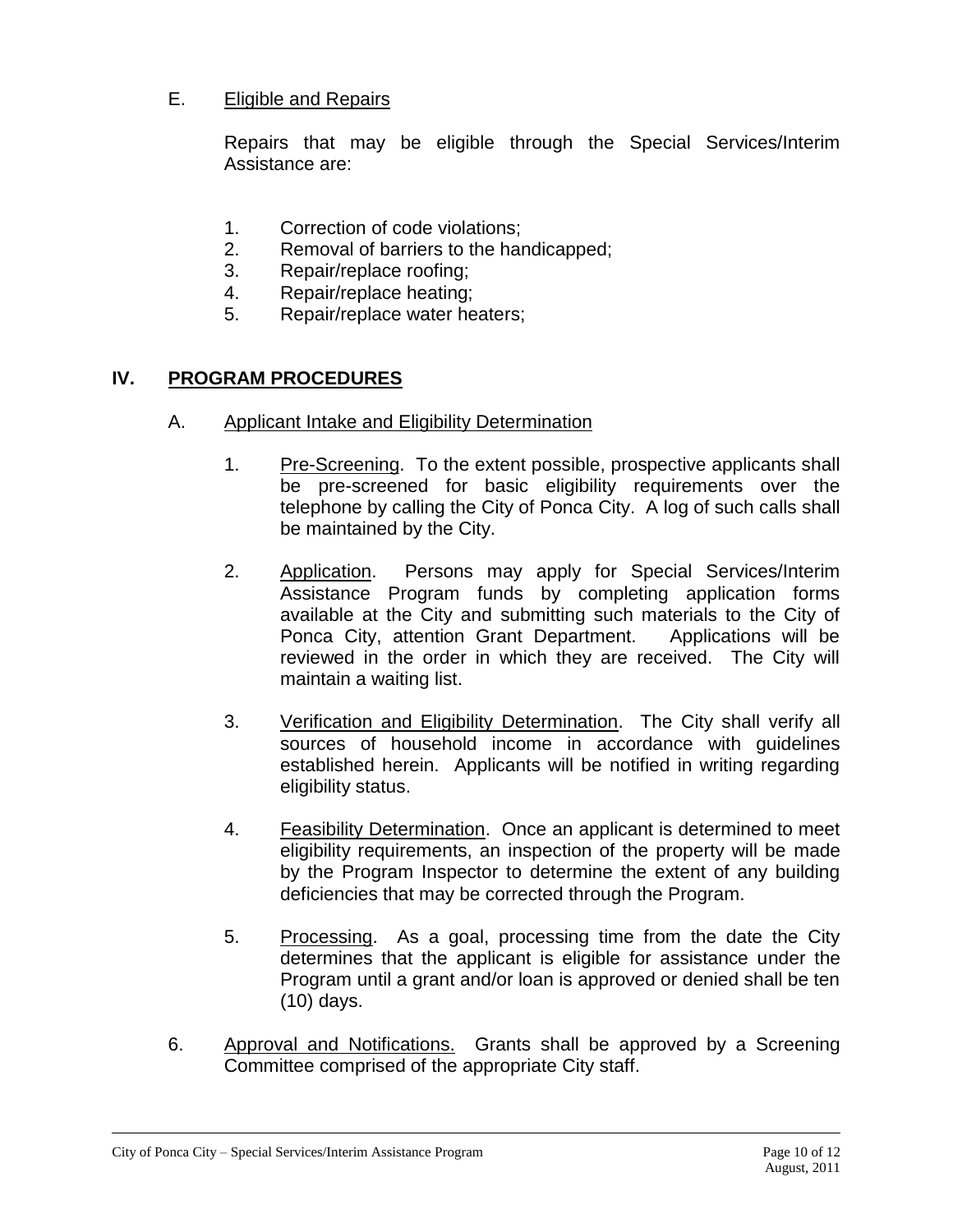E. Eligible and Repairs

Repairs that may be eligible through the Special Services/Interim Assistance are:

1. Correction of code violations;
2. Removal of barriers to the handicapped;
3. Repair/replace roofing;
4. Repair/replace heating;
5. Repair/replace water heaters;

## IV. PROGRAM PROCEDURES

A. Applicant Intake and Eligibility Determination

1. Pre-Screening. To the extent possible, prospective applicants shall be pre-screened for basic eligibility requirements over the telephone by calling the City of Ponca City. A log of such calls shall be maintained by the City.

2. Application. Persons may apply for Special Services/Interim Assistance Program funds by completing application forms available at the City and submitting such materials to the City of Ponca City, attention Grant Department. Applications will be reviewed in the order in which they are received. The City will maintain a waiting list.

3. Verification and Eligibility Determination. The City shall verify all sources of household income in accordance with guidelines established herein. Applicants will be notified in writing regarding eligibility status.

4. Feasibility Determination. Once an applicant is determined to meet eligibility requirements, an inspection of the property will be made by the Program Inspector to determine the extent of any building deficiencies that may be corrected through the Program.

5. Processing. As a goal, processing time from the date the City determines that the applicant is eligible for assistance under the Program until a grant and/or loan is approved or denied shall be ten (10) days.

6. Approval and Notifications. Grants shall be approved by a Screening Committee comprised of the appropriate City staff.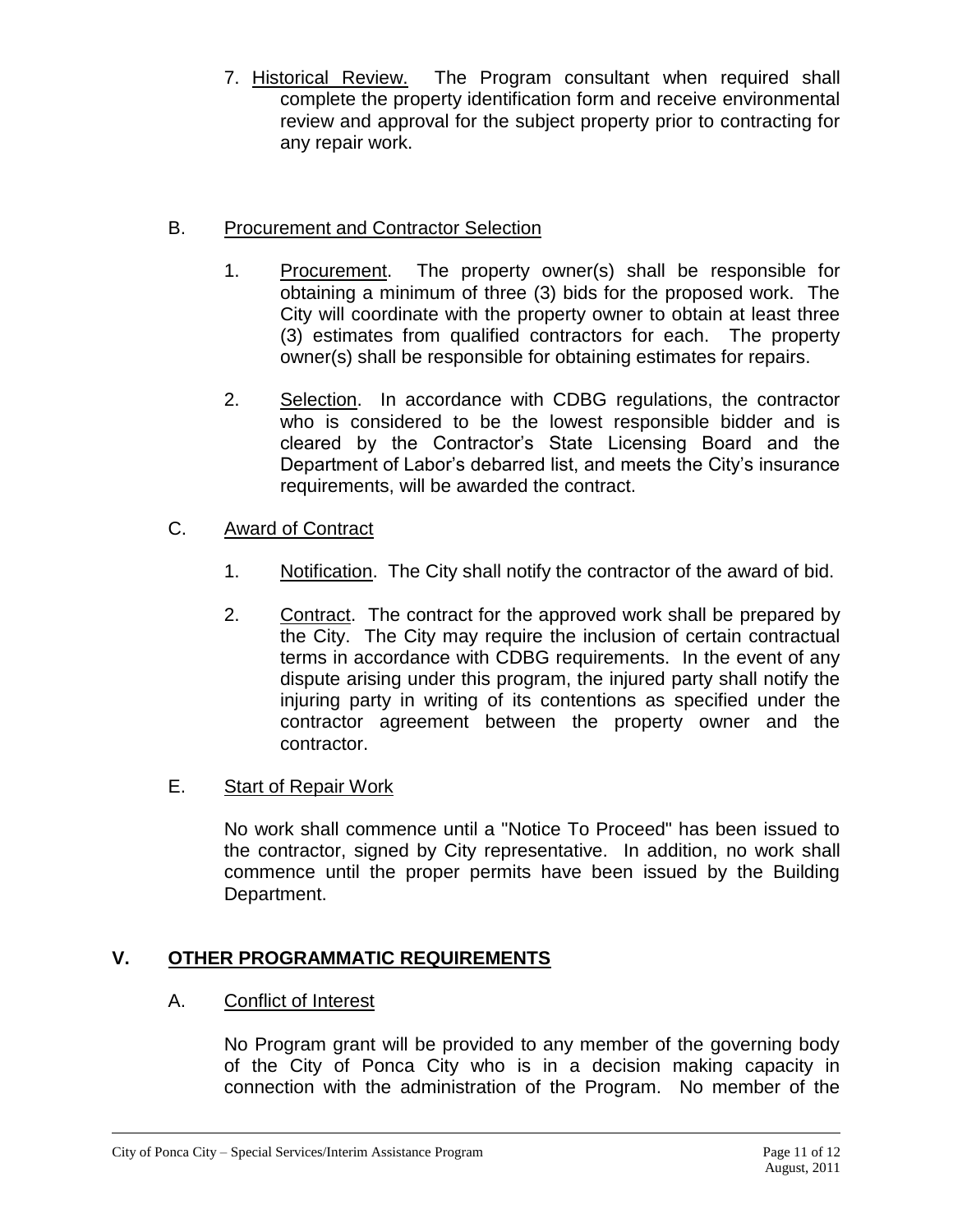7. Historical Review. The Program consultant when required shall complete the property identification form and receive environmental review and approval for the subject property prior to contracting for any repair work.

## B. Procurement and Contractor Selection

1. Procurement. The property owner(s) shall be responsible for obtaining a minimum of three (3) bids for the proposed work. The City will coordinate with the property owner to obtain at least three (3) estimates from qualified contractors for each. The property owner(s) shall be responsible for obtaining estimates for repairs.

2. Selection. In accordance with CDBG regulations, the contractor who is considered to be the lowest responsible bidder and is cleared by the Contractor's State Licensing Board and the Department of Labor's debarred list, and meets the City's insurance requirements, will be awarded the contract.

## C. Award of Contract

1. Notification. The City shall notify the contractor of the award of bid.

2. Contract. The contract for the approved work shall be prepared by the City. The City may require the inclusion of certain contractual terms in accordance with CDBG requirements. In the event of any dispute arising under this program, the injured party shall notify the injuring party in writing of its contentions as specified under the contractor agreement between the property owner and the contractor.

## E. Start of Repair Work

No work shall commence until a "Notice To Proceed" has been issued to the contractor, signed by City representative. In addition, no work shall commence until the proper permits have been issued by the Building Department.

# V. OTHER PROGRAMMATIC REQUIREMENTS

## A. Conflict of Interest

No Program grant will be provided to any member of the governing body of the City of Ponca City who is in a decision making capacity in connection with the administration of the Program. No member of the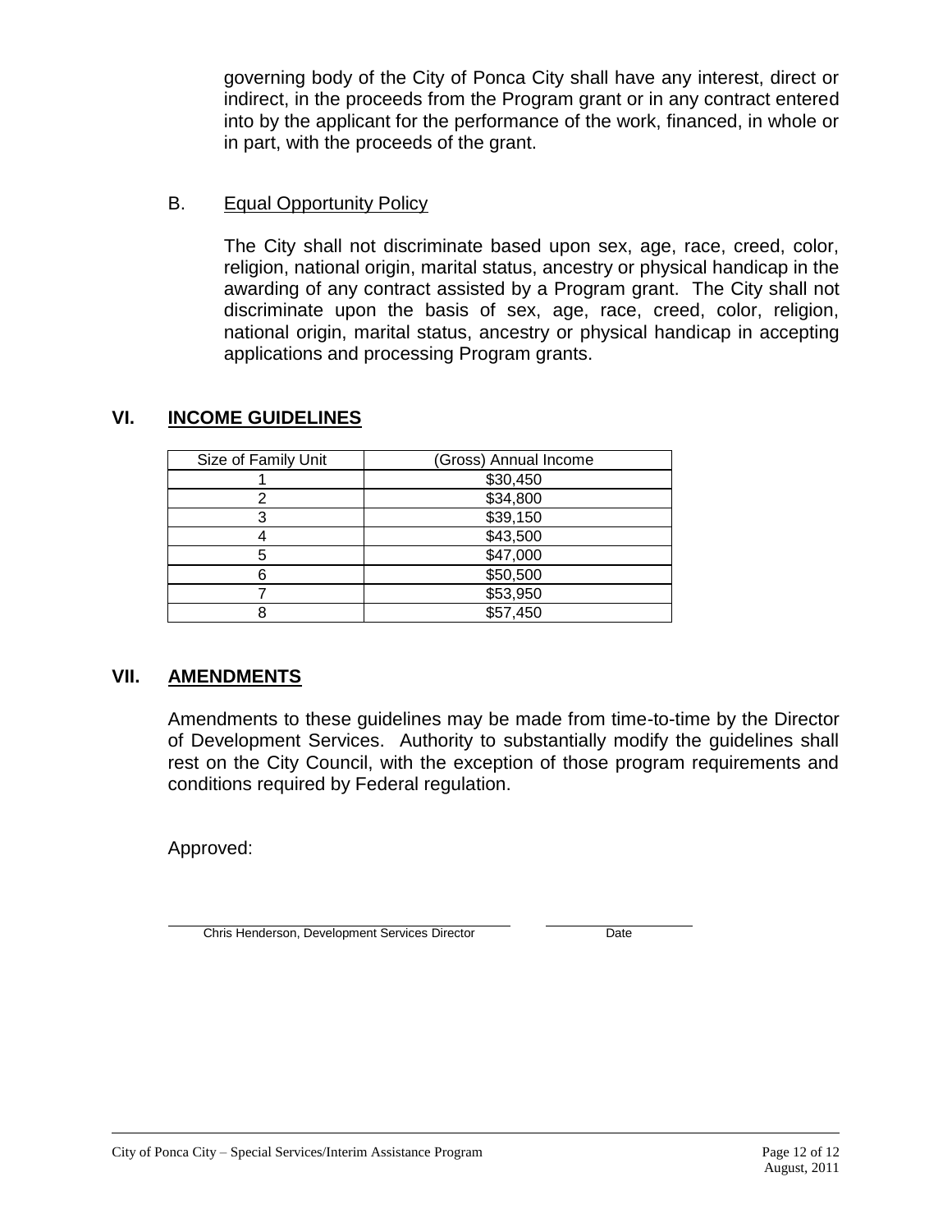governing body of the City of Ponca City shall have any interest, direct or indirect, in the proceeds from the Program grant or in any contract entered into by the applicant for the performance of the work, financed, in whole or in part, with the proceeds of the grant.

### B. Equal Opportunity Policy

The City shall not discriminate based upon sex, age, race, creed, color, religion, national origin, marital status, ancestry or physical handicap in the awarding of any contract assisted by a Program grant. The City shall not discriminate upon the basis of sex, age, race, creed, color, religion, national origin, marital status, ancestry or physical handicap in accepting applications and processing Program grants.

## VI. INCOME GUIDELINES

| Size of Family Unit | (Gross) Annual Income |
|---|---|
| 1 | $30,450 |
| 2 | $34,800 |
| 3 | $39,150 |
| 4 | $43,500 |
| 5 | $47,000 |
| 6 | $50,500 |
| 7 | $53,950 |
| 8 | $57,450 |

## VII. AMENDMENTS

Amendments to these guidelines may be made from time-to-time by the Director of Development Services. Authority to substantially modify the guidelines shall rest on the City Council, with the exception of those program requirements and conditions required by Federal regulation.

Approved:

Chris Henderson, Development Services Director          Date